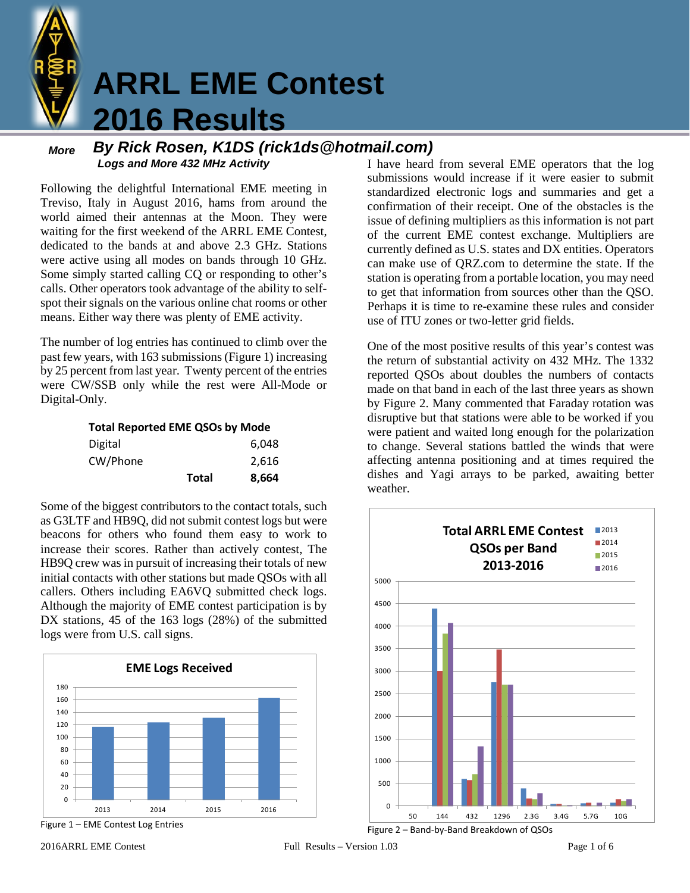# ARRL EME Contest 2016 Results

## By Rick Rosen, K1DS (rick1ds@hotmail.com)

### More Logs and More 432 MHz Activity

Following the delightful International EME meeting in Treviso, Italy in August 2016, hams from around the world aimed their antennas at the Moon. They were waiting for the first weekend of the ARRL EME Contest, dedicated to the bands at and above 2.3 GHz. Stations were active using all modes on bands through 10 GHz. Some simply started calling CQ or responding to other's calls. Other operators took advantage of the ability to self-spot their signals on the various online chat rooms or other means. Either way there was plenty of EME activity.

The number of log entries has continued to climb over the past few years, with 163 submissions (Figure 1) increasing by 25 percent from last year. Twenty percent of the entries were CW/SSB only while the rest were All-Mode or Digital-Only.

**Total Reported EME QSOs by Mode**

| Mode | QSOs |
|---|---|
| Digital | 6,048 |
| CW/Phone | 2,616 |
| **Total** | **8,664** |

Some of the biggest contributors to the contact totals, such as G3LTF and HB9Q, did not submit contest logs but were beacons for others who found them easy to work to increase their scores. Rather than actively contest, The HB9Q crew was in pursuit of increasing their totals of new initial contacts with other stations but made QSOs with all callers. Others including EA6VQ submitted check logs. Although the majority of EME contest participation is by DX stations, 45 of the 163 logs (28%) of the submitted logs were from U.S. call signs.

**EME Logs Received**

| Year | Logs |
|---|---|
| 2013 | ~117 |
| 2014 | ~124 |
| 2015 | ~131 |
| 2016 | 163 |

Figure 1 – EME Contest Log Entries

I have heard from several EME operators that the log submissions would increase if it were easier to submit standardized electronic logs and summaries and get a confirmation of their receipt. One of the obstacles is the issue of defining multipliers as this information is not part of the current EME contest exchange. Multipliers are currently defined as U.S. states and DX entities. Operators can make use of QRZ.com to determine the state. If the station is operating from a portable location, you may need to get that information from sources other than the QSO. Perhaps it is time to re-examine these rules and consider use of ITU zones or two-letter grid fields.

One of the most positive results of this year's contest was the return of substantial activity on 432 MHz. The 1332 reported QSOs about doubles the numbers of contacts made on that band in each of the last three years as shown by Figure 2. Many commented that Faraday rotation was disruptive but that stations were able to be worked if you were patient and waited long enough for the polarization to change. Several stations battled the winds that were affecting antenna positioning and at times required the dishes and Yagi arrays to be parked, awaiting better weather.

**Total ARRL EME Contest QSOs per Band 2013-2016**

(Bar chart: bands 50, 144, 432, 1296, 2.3G, 3.4G, 5.7G, 10G for 2013, 2014, 2015, 2016; y-axis 0–5000)

Figure 2 – Band-by-Band Breakdown of QSOs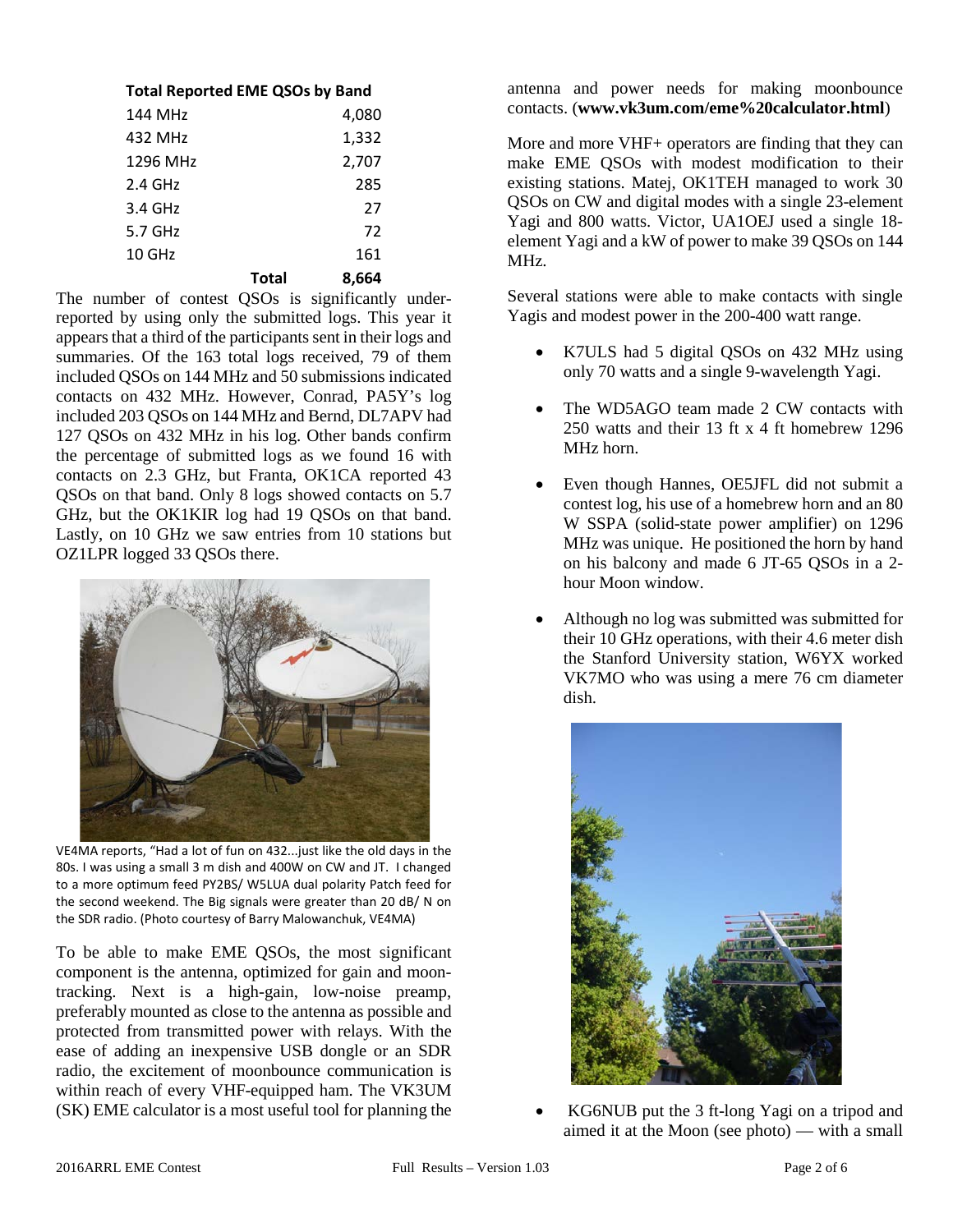**Total Reported EME QSOs by Band**

| Band | QSOs |
|---|---|
| 144 MHz | 4,080 |
| 432 MHz | 1,332 |
| 1296 MHz | 2,707 |
| 2.4 GHz | 285 |
| 3.4 GHz | 27 |
| 5.7 GHz | 72 |
| 10 GHz | 161 |
| **Total** | **8,664** |

The number of contest QSOs is significantly under-reported by using only the submitted logs. This year it appears that a third of the participants sent in their logs and summaries. Of the 163 total logs received, 79 of them included QSOs on 144 MHz and 50 submissions indicated contacts on 432 MHz. However, Conrad, PA5Y's log included 203 QSOs on 144 MHz and Bernd, DL7APV had 127 QSOs on 432 MHz in his log. Other bands confirm the percentage of submitted logs as we found 16 with contacts on 2.3 GHz, but Franta, OK1CA reported 43 QSOs on that band. Only 8 logs showed contacts on 5.7 GHz, but the OK1KIR log had 19 QSOs on that band. Lastly, on 10 GHz we saw entries from 10 stations but OZ1LPR logged 33 QSOs there.

VE4MA reports, "Had a lot of fun on 432...just like the old days in the 80s. I was using a small 3 m dish and 400W on CW and JT. I changed to a more optimum feed PY2BS/ W5LUA dual polarity Patch feed for the second weekend. The Big signals were greater than 20 dB/ N on the SDR radio. (Photo courtesy of Barry Malowanchuk, VE4MA)

To be able to make EME QSOs, the most significant component is the antenna, optimized for gain and moon-tracking. Next is a high-gain, low-noise preamp, preferably mounted as close to the antenna as possible and protected from transmitted power with relays. With the ease of adding an inexpensive USB dongle or an SDR radio, the excitement of moonbounce communication is within reach of every VHF-equipped ham. The VK3UM (SK) EME calculator is a most useful tool for planning the antenna and power needs for making moonbounce contacts. (**www.vk3um.com/eme%20calculator.html**)

More and more VHF+ operators are finding that they can make EME QSOs with modest modification to their existing stations. Matej, OK1TEH managed to work 30 QSOs on CW and digital modes with a single 23-element Yagi and 800 watts. Victor, UA1OEJ used a single 18-element Yagi and a kW of power to make 39 QSOs on 144 MHz.

Several stations were able to make contacts with single Yagis and modest power in the 200-400 watt range.

- K7ULS had 5 digital QSOs on 432 MHz using only 70 watts and a single 9-wavelength Yagi.
- The WD5AGO team made 2 CW contacts with 250 watts and their 13 ft x 4 ft homebrew 1296 MHz horn.
- Even though Hannes, OE5JFL did not submit a contest log, his use of a homebrew horn and an 80 W SSPA (solid-state power amplifier) on 1296 MHz was unique. He positioned the horn by hand on his balcony and made 6 JT-65 QSOs in a 2-hour Moon window.
- Although no log was submitted was submitted for their 10 GHz operations, with their 4.6 meter dish the Stanford University station, W6YX worked VK7MO who was using a mere 76 cm diameter dish.
- KG6NUB put the 3 ft-long Yagi on a tripod and aimed it at the Moon (see photo) — with a small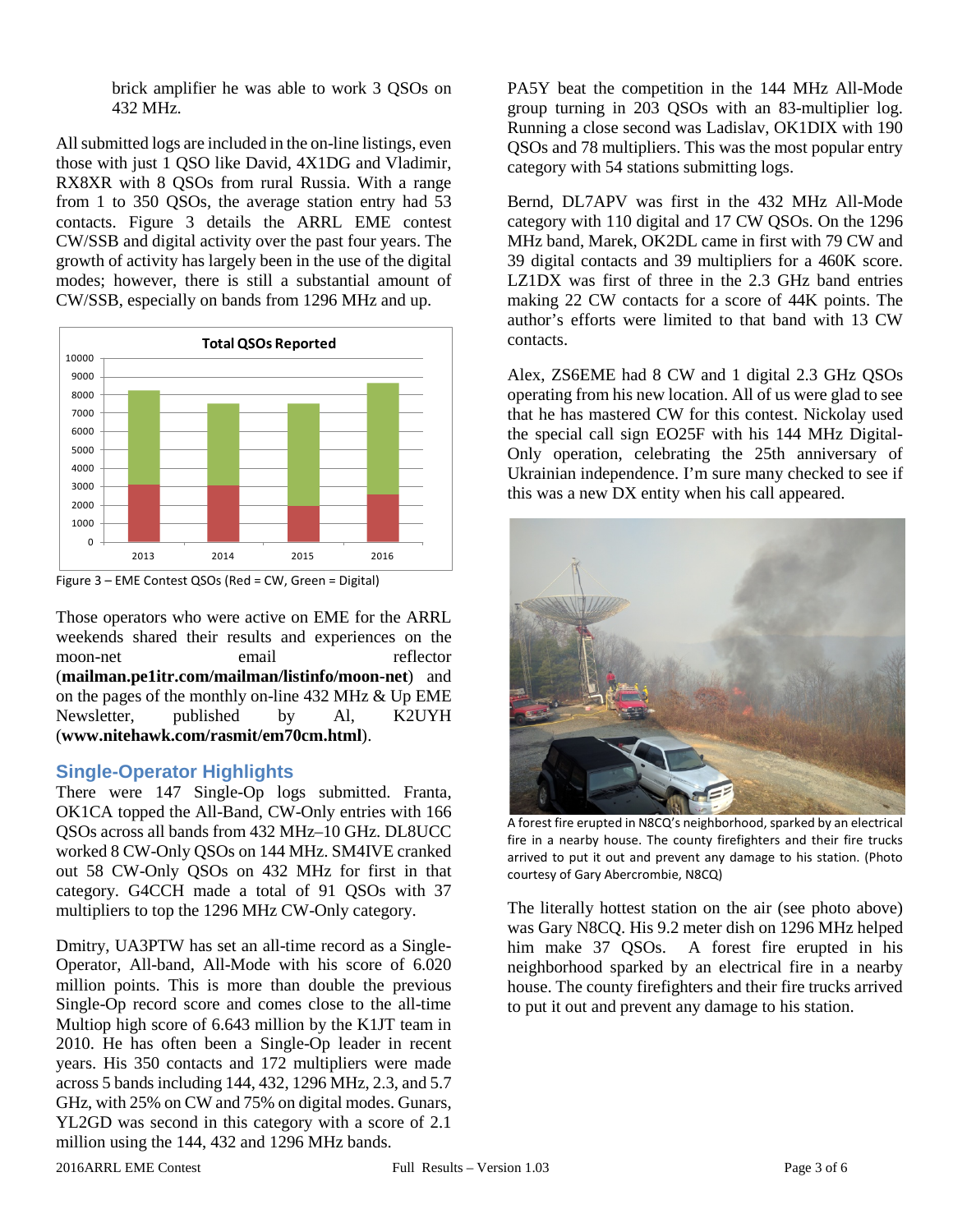brick amplifier he was able to work 3 QSOs on 432 MHz.

All submitted logs are included in the on-line listings, even those with just 1 QSO like David, 4X1DG and Vladimir, RX8XR with 8 QSOs from rural Russia. With a range from 1 to 350 QSOs, the average station entry had 53 contacts. Figure 3 details the ARRL EME contest CW/SSB and digital activity over the past four years. The growth of activity has largely been in the use of the digital modes; however, there is still a substantial amount of CW/SSB, especially on bands from 1296 MHz and up.

Figure 3 – EME Contest QSOs (Red = CW, Green = Digital)

Those operators who were active on EME for the ARRL weekends shared their results and experiences on the moon-net email reflector (**mailman.pe1itr.com/mailman/listinfo/moon-net**) and on the pages of the monthly on-line 432 MHz & Up EME Newsletter, published by Al, K2UYH (**www.nitehawk.com/rasmit/em70cm.html**).

## Single-Operator Highlights

There were 147 Single-Op logs submitted. Franta, OK1CA topped the All-Band, CW-Only entries with 166 QSOs across all bands from 432 MHz–10 GHz. DL8UCC worked 8 CW-Only QSOs on 144 MHz. SM4IVE cranked out 58 CW-Only QSOs on 432 MHz for first in that category. G4CCH made a total of 91 QSOs with 37 multipliers to top the 1296 MHz CW-Only category.

Dmitry, UA3PTW has set an all-time record as a Single-Operator, All-band, All-Mode with his score of 6.020 million points. This is more than double the previous Single-Op record score and comes close to the all-time Multiop high score of 6.643 million by the K1JT team in 2010. He has often been a Single-Op leader in recent years. His 350 contacts and 172 multipliers were made across 5 bands including 144, 432, 1296 MHz, 2.3, and 5.7 GHz, with 25% on CW and 75% on digital modes. Gunars, YL2GD was second in this category with a score of 2.1 million using the 144, 432 and 1296 MHz bands.

PA5Y beat the competition in the 144 MHz All-Mode group turning in 203 QSOs with an 83-multiplier log. Running a close second was Ladislav, OK1DIX with 190 QSOs and 78 multipliers. This was the most popular entry category with 54 stations submitting logs.

Bernd, DL7APV was first in the 432 MHz All-Mode category with 110 digital and 17 CW QSOs. On the 1296 MHz band, Marek, OK2DL came in first with 79 CW and 39 digital contacts and 39 multipliers for a 460K score. LZ1DX was first of three in the 2.3 GHz band entries making 22 CW contacts for a score of 44K points. The author's efforts were limited to that band with 13 CW contacts.

Alex, ZS6EME had 8 CW and 1 digital 2.3 GHz QSOs operating from his new location. All of us were glad to see that he has mastered CW for this contest. Nickolay used the special call sign EO25F with his 144 MHz Digital-Only operation, celebrating the 25th anniversary of Ukrainian independence. I'm sure many checked to see if this was a new DX entity when his call appeared.

A forest fire erupted in N8CQ's neighborhood, sparked by an electrical fire in a nearby house. The county firefighters and their fire trucks arrived to put it out and prevent any damage to his station. (Photo courtesy of Gary Abercrombie, N8CQ)

The literally hottest station on the air (see photo above) was Gary N8CQ. His 9.2 meter dish on 1296 MHz helped him make 37 QSOs. A forest fire erupted in his neighborhood sparked by an electrical fire in a nearby house. The county firefighters and their fire trucks arrived to put it out and prevent any damage to his station.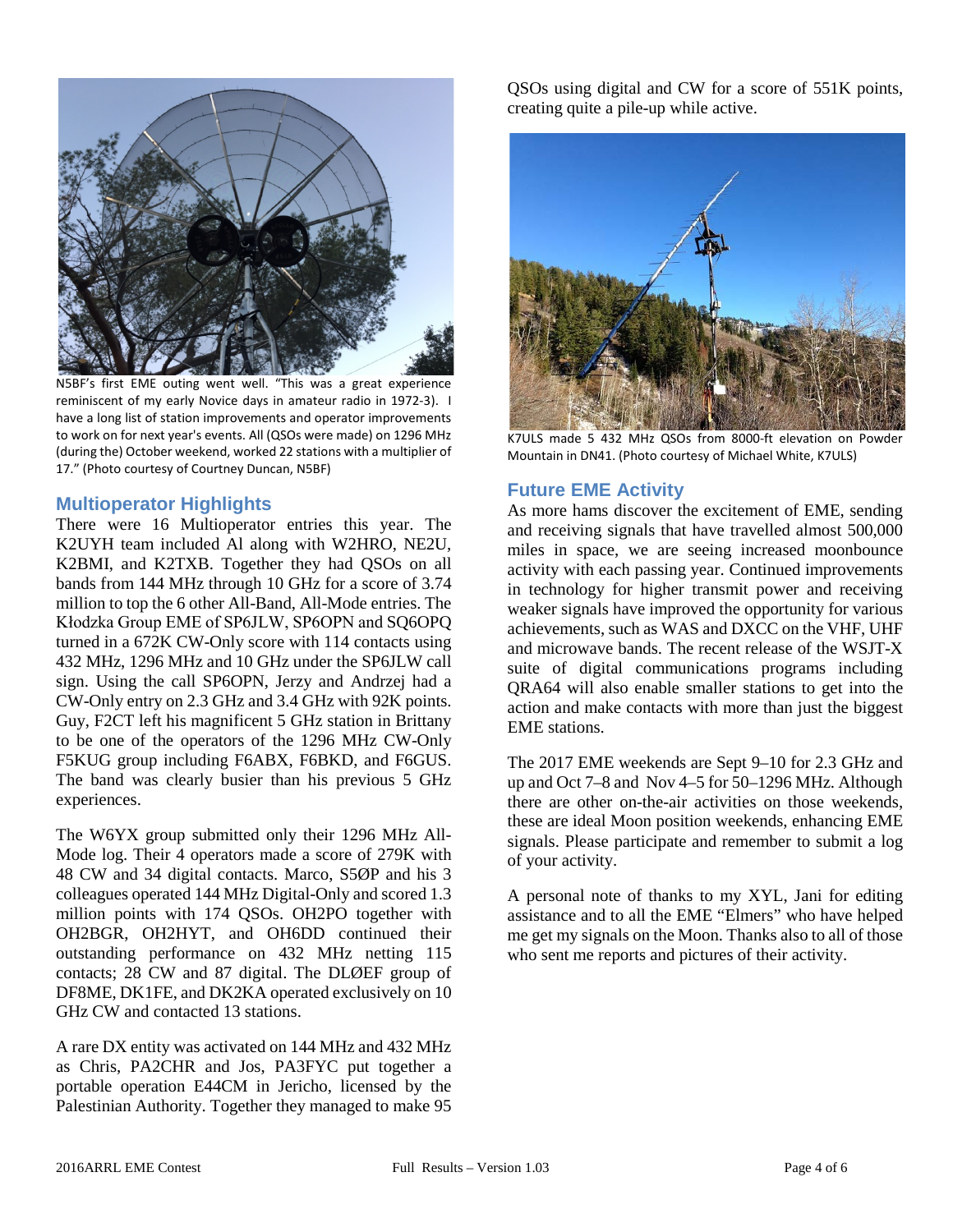N5BF's first EME outing went well. "This was a great experience reminiscent of my early Novice days in amateur radio in 1972-3). I have a long list of station improvements and operator improvements to work on for next year's events. All (QSOs were made) on 1296 MHz (during the) October weekend, worked 22 stations with a multiplier of 17." (Photo courtesy of Courtney Duncan, N5BF)

## Multioperator Highlights

There were 16 Multioperator entries this year. The K2UYH team included Al along with W2HRO, NE2U, K2BMI, and K2TXB. Together they had QSOs on all bands from 144 MHz through 10 GHz for a score of 3.74 million to top the 6 other All-Band, All-Mode entries. The Kłodzka Group EME of SP6JLW, SP6OPN and SQ6OPQ turned in a 672K CW-Only score with 114 contacts using 432 MHz, 1296 MHz and 10 GHz under the SP6JLW call sign. Using the call SP6OPN, Jerzy and Andrzej had a CW-Only entry on 2.3 GHz and 3.4 GHz with 92K points. Guy, F2CT left his magnificent 5 GHz station in Brittany to be one of the operators of the 1296 MHz CW-Only F5KUG group including F6ABX, F6BKD, and F6GUS. The band was clearly busier than his previous 5 GHz experiences.

The W6YX group submitted only their 1296 MHz All-Mode log. Their 4 operators made a score of 279K with 48 CW and 34 digital contacts. Marco, S5ØP and his 3 colleagues operated 144 MHz Digital-Only and scored 1.3 million points with 174 QSOs. OH2PO together with OH2BGR, OH2HYT, and OH6DD continued their outstanding performance on 432 MHz netting 115 contacts; 28 CW and 87 digital. The DLØEF group of DF8ME, DK1FE, and DK2KA operated exclusively on 10 GHz CW and contacted 13 stations.

A rare DX entity was activated on 144 MHz and 432 MHz as Chris, PA2CHR and Jos, PA3FYC put together a portable operation E44CM in Jericho, licensed by the Palestinian Authority. Together they managed to make 95 QSOs using digital and CW for a score of 551K points, creating quite a pile-up while active.

K7ULS made 5 432 MHz QSOs from 8000-ft elevation on Powder Mountain in DN41. (Photo courtesy of Michael White, K7ULS)

## Future EME Activity

As more hams discover the excitement of EME, sending and receiving signals that have travelled almost 500,000 miles in space, we are seeing increased moonbounce activity with each passing year. Continued improvements in technology for higher transmit power and receiving weaker signals have improved the opportunity for various achievements, such as WAS and DXCC on the VHF, UHF and microwave bands. The recent release of the WSJT-X suite of digital communications programs including QRA64 will also enable smaller stations to get into the action and make contacts with more than just the biggest EME stations.

The 2017 EME weekends are Sept 9–10 for 2.3 GHz and up and Oct 7–8 and Nov 4–5 for 50–1296 MHz. Although there are other on-the-air activities on those weekends, these are ideal Moon position weekends, enhancing EME signals. Please participate and remember to submit a log of your activity.

A personal note of thanks to my XYL, Jani for editing assistance and to all the EME "Elmers" who have helped me get my signals on the Moon. Thanks also to all of those who sent me reports and pictures of their activity.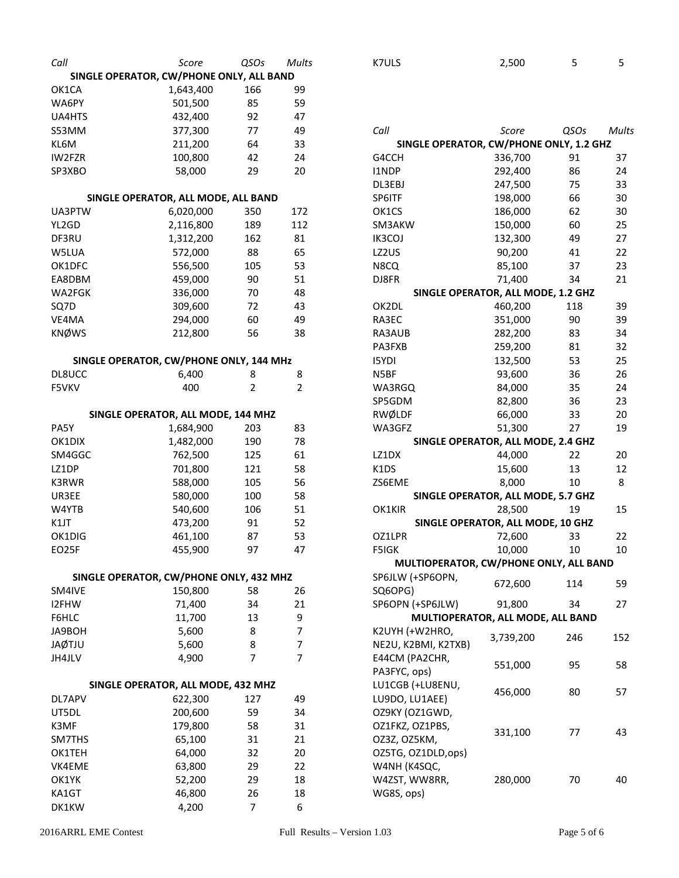| Call | Score | QSOs | Mults |
|---|---|---|---|
| **SINGLE OPERATOR, CW/PHONE ONLY, ALL BAND** | | | |
| OK1CA | 1,643,400 | 166 | 99 |
| WA6PY | 501,500 | 85 | 59 |
| UA4HTS | 432,400 | 92 | 47 |
| S53MM | 377,300 | 77 | 49 |
| KL6M | 211,200 | 64 | 33 |
| IW2FZR | 100,800 | 42 | 24 |
| SP3XBO | 58,000 | 29 | 20 |
| **SINGLE OPERATOR, ALL MODE, ALL BAND** | | | |
| UA3PTW | 6,020,000 | 350 | 172 |
| YL2GD | 2,116,800 | 189 | 112 |
| DF3RU | 1,312,200 | 162 | 81 |
| W5LUA | 572,000 | 88 | 65 |
| OK1DFC | 556,500 | 105 | 53 |
| EA8DBM | 459,000 | 90 | 51 |
| WA2FGK | 336,000 | 70 | 48 |
| SQ7D | 309,600 | 72 | 43 |
| VE4MA | 294,000 | 60 | 49 |
| KNØWS | 212,800 | 56 | 38 |
| **SINGLE OPERATOR, CW/PHONE ONLY, 144 MHz** | | | |
| DL8UCC | 6,400 | 8 | 8 |
| F5VKV | 400 | 2 | 2 |
| **SINGLE OPERATOR, ALL MODE, 144 MHZ** | | | |
| PA5Y | 1,684,900 | 203 | 83 |
| OK1DIX | 1,482,000 | 190 | 78 |
| SM4GGC | 762,500 | 125 | 61 |
| LZ1DP | 701,800 | 121 | 58 |
| K3RWR | 588,000 | 105 | 56 |
| UR3EE | 580,000 | 100 | 58 |
| W4YTB | 540,600 | 106 | 51 |
| K1JT | 473,200 | 91 | 52 |
| OK1DIG | 461,100 | 87 | 53 |
| EO25F | 455,900 | 97 | 47 |
| **SINGLE OPERATOR, CW/PHONE ONLY, 432 MHZ** | | | |
| SM4IVE | 150,800 | 58 | 26 |
| I2FHW | 71,400 | 34 | 21 |
| F6HLC | 11,700 | 13 | 9 |
| JA9BOH | 5,600 | 8 | 7 |
| JAØTJU | 5,600 | 8 | 7 |
| JH4JLV | 4,900 | 7 | 7 |
| **SINGLE OPERATOR, ALL MODE, 432 MHZ** | | | |
| DL7APV | 622,300 | 127 | 49 |
| UT5DL | 200,600 | 59 | 34 |
| K3MF | 179,800 | 58 | 31 |
| SM7THS | 65,100 | 31 | 21 |
| OK1TEH | 64,000 | 32 | 20 |
| VK4EME | 63,800 | 29 | 22 |
| OK1YK | 52,200 | 29 | 18 |
| KA1GT | 46,800 | 26 | 18 |
| DK1KW | 4,200 | 7 | 6 |
| K7ULS | 2,500 | 5 | 5 |

| Call | Score | QSOs | Mults |
|---|---|---|---|
| **SINGLE OPERATOR, CW/PHONE ONLY, 1.2 GHZ** | | | |
| G4CCH | 336,700 | 91 | 37 |
| I1NDP | 292,400 | 86 | 24 |
| DL3EBJ | 247,500 | 75 | 33 |
| SP6ITF | 198,000 | 66 | 30 |
| OK1CS | 186,000 | 62 | 30 |
| SM3AKW | 150,000 | 60 | 25 |
| IK3COJ | 132,300 | 49 | 27 |
| LZ2US | 90,200 | 41 | 22 |
| N8CQ | 85,100 | 37 | 23 |
| DJ8FR | 71,400 | 34 | 21 |
| **SINGLE OPERATOR, ALL MODE, 1.2 GHZ** | | | |
| OK2DL | 460,200 | 118 | 39 |
| RA3EC | 351,000 | 90 | 39 |
| RA3AUB | 282,200 | 83 | 34 |
| PA3FXB | 259,200 | 81 | 32 |
| I5YDI | 132,500 | 53 | 25 |
| N5BF | 93,600 | 36 | 26 |
| WA3RGQ | 84,000 | 35 | 24 |
| SP5GDM | 82,800 | 36 | 23 |
| RWØLDF | 66,000 | 33 | 20 |
| WA3GFZ | 51,300 | 27 | 19 |
| **SINGLE OPERATOR, ALL MODE, 2.4 GHZ** | | | |
| LZ1DX | 44,000 | 22 | 20 |
| K1DS | 15,600 | 13 | 12 |
| ZS6EME | 8,000 | 10 | 8 |
| **SINGLE OPERATOR, ALL MODE, 5.7 GHZ** | | | |
| OK1KIR | 28,500 | 19 | 15 |
| **SINGLE OPERATOR, ALL MODE, 10 GHZ** | | | |
| OZ1LPR | 72,600 | 33 | 22 |
| F5IGK | 10,000 | 10 | 10 |
| **MULTIOPERATOR, CW/PHONE ONLY, ALL BAND** | | | |
| SP6JLW (+SP6OPN, SQ6OPG) | 672,600 | 114 | 59 |
| SP6OPN (+SP6JLW) | 91,800 | 34 | 27 |
| **MULTIOPERATOR, ALL MODE, ALL BAND** | | | |
| K2UYH (+W2HRO, NE2U, K2BMI, K2TXB) | 3,739,200 | 246 | 152 |
| E44CM (PA2CHR, PA3FYC, ops) | 551,000 | 95 | 58 |
| LU1CGB (+LU8ENU, LU9DO, LU1AEE) | 456,000 | 80 | 57 |
| OZ9KY (OZ1GWD, OZ1FKZ, OZ1PBS, OZ3Z, OZ5KM, OZ5TG, OZ1DLD,ops) | 331,100 | 77 | 43 |
| W4NH (K4SQC, W4ZST, WW8RR, WG8S, ops) | 280,000 | 70 | 40 |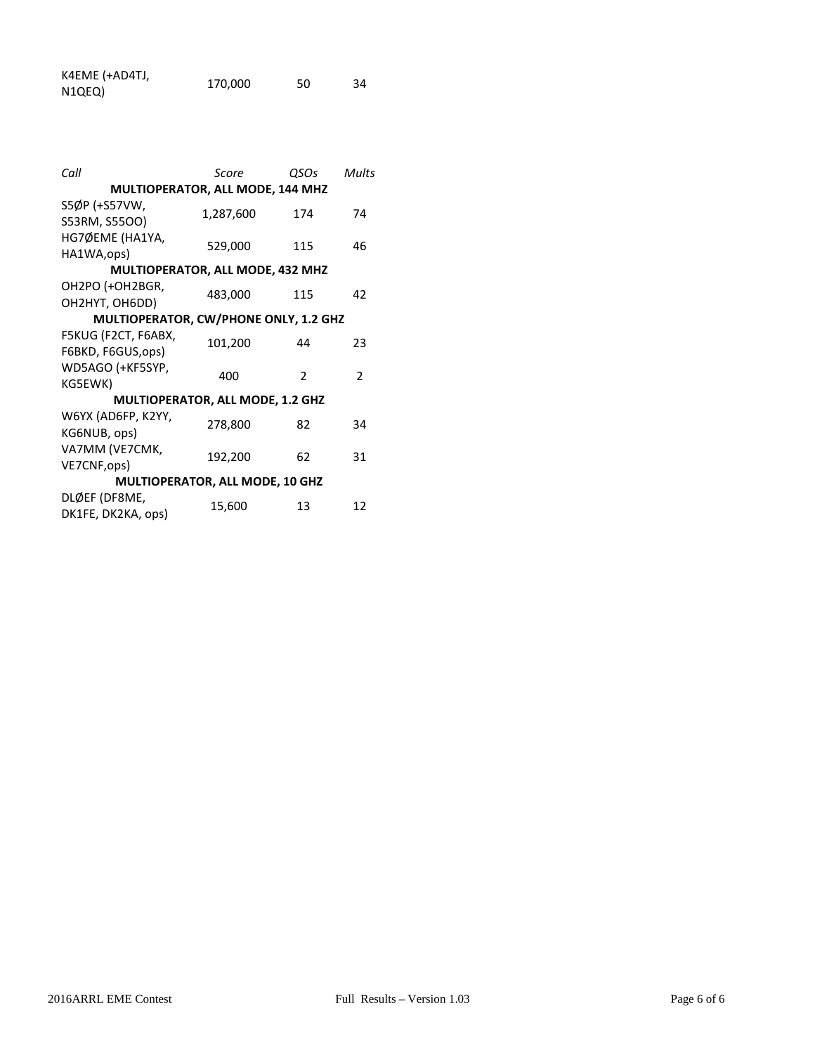| | | | |
|---|---|---|---|
| K4EME (+AD4TJ, N1QEQ) | 170,000 | 50 | 34 |

| *Call* | *Score* | *QSOs* | *Mults* |
|---|---|---|---|
| **MULTIOPERATOR, ALL MODE, 144 MHZ** | | | |
| S5ØP (+S57VW, S53RM, S55OO) | 1,287,600 | 174 | 74 |
| HG7ØEME (HA1YA, HA1WA,ops) | 529,000 | 115 | 46 |
| **MULTIOPERATOR, ALL MODE, 432 MHZ** | | | |
| OH2PO (+OH2BGR, OH2HYT, OH6DD) | 483,000 | 115 | 42 |
| **MULTIOPERATOR, CW/PHONE ONLY, 1.2 GHZ** | | | |
| F5KUG (F2CT, F6ABX, F6BKD, F6GUS,ops) | 101,200 | 44 | 23 |
| WD5AGO (+KF5SYP, KG5EWK) | 400 | 2 | 2 |
| **MULTIOPERATOR, ALL MODE, 1.2 GHZ** | | | |
| W6YX (AD6FP, K2YY, KG6NUB, ops) | 278,800 | 82 | 34 |
| VA7MM (VE7CMK, VE7CNF,ops) | 192,200 | 62 | 31 |
| **MULTIOPERATOR, ALL MODE, 10 GHZ** | | | |
| DLØEF (DF8ME, DK1FE, DK2KA, ops) | 15,600 | 13 | 12 |